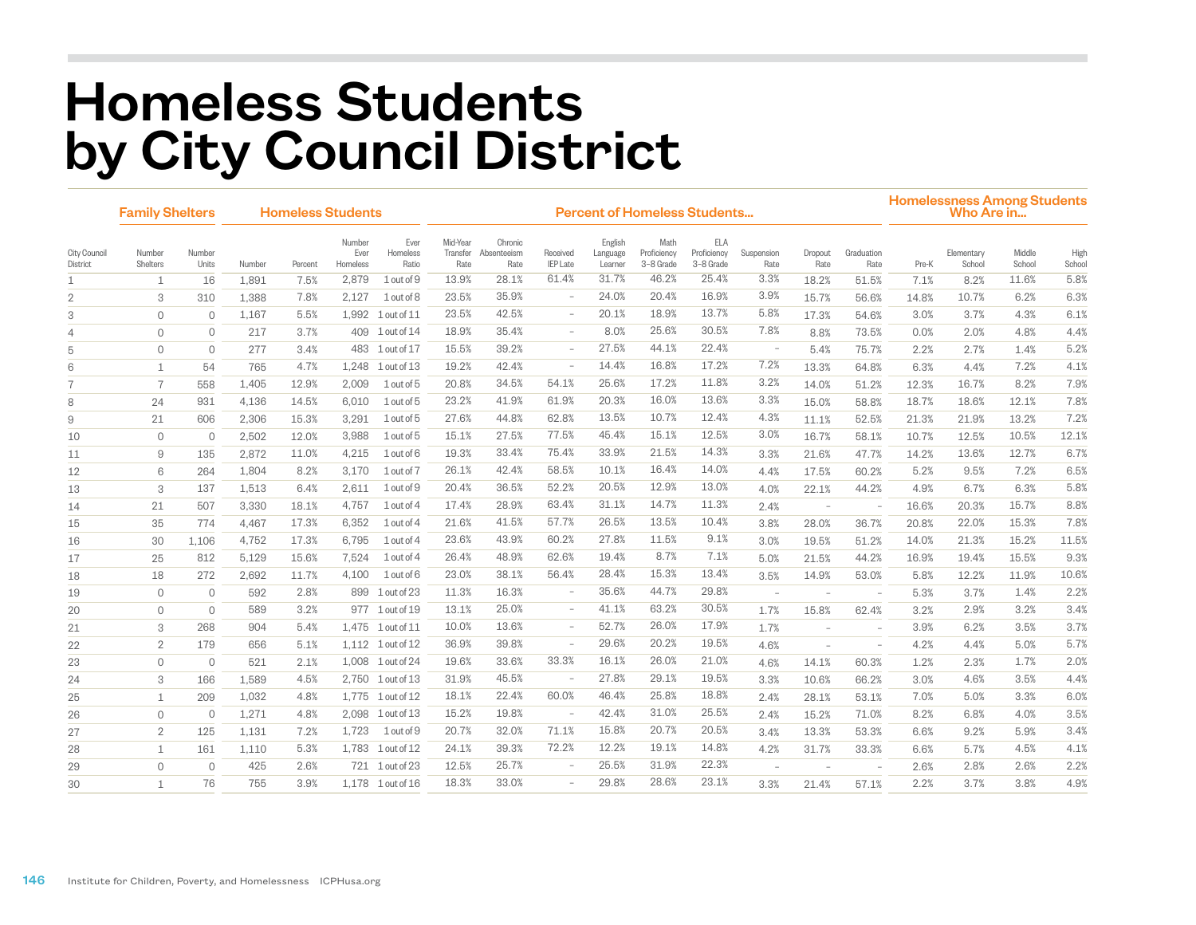# Homeless Students by City Council District

| | Family Shelters | | Homeless Students | | | | Percent of Homeless Students... | | | | | | | | | Homelessness Among Students Who Are in... | | | |
|---|---|---|---|---|---|---|---|---|---|---|---|---|---|---|---|---|---|---|---|
| City Council District | Number Shelters | Number Units | Number | Percent | Number Ever Homeless | Ever Homeless Ratio | Mid-Year Transfer Rate | Chronic Absenteeism Rate | Received IEP Late | English Language Learner | Math Proficiency 3–8 Grade | ELA Proficiency 3–8 Grade | Suspension Rate | Dropout Rate | Graduation Rate | Pre-K | Elementary School | Middle School | High School |
| 1 | 1 | 16 | 1,891 | 7.5% | 2,879 | 1 out of 9 | 13.9% | 28.1% | 61.4% | 31.7% | 46.2% | 25.4% | 3.3% | 18.2% | 51.5% | 7.1% | 8.2% | 11.6% | 5.8% |
| 2 | 3 | 310 | 1,388 | 7.8% | 2,127 | 1 out of 8 | 23.5% | 35.9% | – | 24.0% | 20.4% | 16.9% | 3.9% | 15.7% | 56.6% | 14.8% | 10.7% | 6.2% | 6.3% |
| 3 | 0 | 0 | 1,167 | 5.5% | 1,992 | 1 out of 11 | 23.5% | 42.5% | – | 20.1% | 18.9% | 13.7% | 5.8% | 17.3% | 54.6% | 3.0% | 3.7% | 4.3% | 6.1% |
| 4 | 0 | 0 | 217 | 3.7% | 409 | 1 out of 14 | 18.9% | 35.4% | – | 8.0% | 25.6% | 30.5% | 7.8% | 8.8% | 73.5% | 0.0% | 2.0% | 4.8% | 4.4% |
| 5 | 0 | 0 | 277 | 3.4% | 483 | 1 out of 17 | 15.5% | 39.2% | – | 27.5% | 44.1% | 22.4% | – | 5.4% | 75.7% | 2.2% | 2.7% | 1.4% | 5.2% |
| 6 | 1 | 54 | 765 | 4.7% | 1,248 | 1 out of 13 | 19.2% | 42.4% | – | 14.4% | 16.8% | 17.2% | 7.2% | 13.3% | 64.8% | 6.3% | 4.4% | 7.2% | 4.1% |
| 7 | 7 | 558 | 1,405 | 12.9% | 2,009 | 1 out of 5 | 20.8% | 34.5% | 54.1% | 25.6% | 17.2% | 11.8% | 3.2% | 14.0% | 51.2% | 12.3% | 16.7% | 8.2% | 7.9% |
| 8 | 24 | 931 | 4,136 | 14.5% | 6,010 | 1 out of 5 | 23.2% | 41.9% | 61.9% | 20.3% | 16.0% | 13.6% | 3.3% | 15.0% | 58.8% | 18.7% | 18.6% | 12.1% | 7.8% |
| 9 | 21 | 606 | 2,306 | 15.3% | 3,291 | 1 out of 5 | 27.6% | 44.8% | 62.8% | 13.5% | 10.7% | 12.4% | 4.3% | 11.1% | 52.5% | 21.3% | 21.9% | 13.2% | 7.2% |
| 10 | 0 | 0 | 2,502 | 12.0% | 3,988 | 1 out of 5 | 15.1% | 27.5% | 77.5% | 45.4% | 15.1% | 12.5% | 3.0% | 16.7% | 58.1% | 10.7% | 12.5% | 10.5% | 12.1% |
| 11 | 9 | 135 | 2,872 | 11.0% | 4,215 | 1 out of 6 | 19.3% | 33.4% | 75.4% | 33.9% | 21.5% | 14.3% | 3.3% | 21.6% | 47.7% | 14.2% | 13.6% | 12.7% | 6.7% |
| 12 | 6 | 264 | 1,804 | 8.2% | 3,170 | 1 out of 7 | 26.1% | 42.4% | 58.5% | 10.1% | 16.4% | 14.0% | 4.4% | 17.5% | 60.2% | 5.2% | 9.5% | 7.2% | 6.5% |
| 13 | 3 | 137 | 1,513 | 6.4% | 2,611 | 1 out of 9 | 20.4% | 36.5% | 52.2% | 20.5% | 12.9% | 13.0% | 4.0% | 22.1% | 44.2% | 4.9% | 6.7% | 6.3% | 5.8% |
| 14 | 21 | 507 | 3,330 | 18.1% | 4,757 | 1 out of 4 | 17.4% | 28.9% | 63.4% | 31.1% | 14.7% | 11.3% | 2.4% | – | – | 16.6% | 20.3% | 15.7% | 8.8% |
| 15 | 35 | 774 | 4,467 | 17.3% | 6,352 | 1 out of 4 | 21.6% | 41.5% | 57.7% | 26.5% | 13.5% | 10.4% | 3.8% | 28.0% | 36.7% | 20.8% | 22.0% | 15.3% | 7.8% |
| 16 | 30 | 1,106 | 4,752 | 17.3% | 6,795 | 1 out of 4 | 23.6% | 43.9% | 60.2% | 27.8% | 11.5% | 9.1% | 3.0% | 19.5% | 51.2% | 14.0% | 21.3% | 15.2% | 11.5% |
| 17 | 25 | 812 | 5,129 | 15.6% | 7,524 | 1 out of 4 | 26.4% | 48.9% | 62.6% | 19.4% | 8.7% | 7.1% | 5.0% | 21.5% | 44.2% | 16.9% | 19.4% | 15.5% | 9.3% |
| 18 | 18 | 272 | 2,692 | 11.7% | 4,100 | 1 out of 6 | 23.0% | 38.1% | 56.4% | 28.4% | 15.3% | 13.4% | 3.5% | 14.9% | 53.0% | 5.8% | 12.2% | 11.9% | 10.6% |
| 19 | 0 | 0 | 592 | 2.8% | 899 | 1 out of 23 | 11.3% | 16.3% | – | 35.6% | 44.7% | 29.8% | – | – | – | 5.3% | 3.7% | 1.4% | 2.2% |
| 20 | 0 | 0 | 589 | 3.2% | 977 | 1 out of 19 | 13.1% | 25.0% | – | 41.1% | 63.2% | 30.5% | 1.7% | 15.8% | 62.4% | 3.2% | 2.9% | 3.2% | 3.4% |
| 21 | 3 | 268 | 904 | 5.4% | 1,475 | 1 out of 11 | 10.0% | 13.6% | – | 52.7% | 26.0% | 17.9% | 1.7% | – | – | 3.9% | 6.2% | 3.5% | 3.7% |
| 22 | 2 | 179 | 656 | 5.1% | 1,112 | 1 out of 12 | 36.9% | 39.8% | – | 29.6% | 20.2% | 19.5% | 4.6% | – | – | 4.2% | 4.4% | 5.0% | 5.7% |
| 23 | 0 | 0 | 521 | 2.1% | 1,008 | 1 out of 24 | 19.6% | 33.6% | 33.3% | 16.1% | 26.0% | 21.0% | 4.6% | 14.1% | 60.3% | 1.2% | 2.3% | 1.7% | 2.0% |
| 24 | 3 | 166 | 1,589 | 4.5% | 2,750 | 1 out of 13 | 31.9% | 45.5% | – | 27.8% | 29.1% | 19.5% | 3.3% | 10.6% | 66.2% | 3.0% | 4.6% | 3.5% | 4.4% |
| 25 | 1 | 209 | 1,032 | 4.8% | 1,775 | 1 out of 12 | 18.1% | 22.4% | 60.0% | 46.4% | 25.8% | 18.8% | 2.4% | 28.1% | 53.1% | 7.0% | 5.0% | 3.3% | 6.0% |
| 26 | 0 | 0 | 1,271 | 4.8% | 2,098 | 1 out of 13 | 15.2% | 19.8% | – | 42.4% | 31.0% | 25.5% | 2.4% | 15.2% | 71.0% | 8.2% | 6.8% | 4.0% | 3.5% |
| 27 | 2 | 125 | 1,131 | 7.2% | 1,723 | 1 out of 9 | 20.7% | 32.0% | 71.1% | 15.8% | 20.7% | 20.5% | 3.4% | 13.3% | 53.3% | 6.6% | 9.2% | 5.9% | 3.4% |
| 28 | 1 | 161 | 1,110 | 5.3% | 1,783 | 1 out of 12 | 24.1% | 39.3% | 72.2% | 12.2% | 19.1% | 14.8% | 4.2% | 31.7% | 33.3% | 6.6% | 5.7% | 4.5% | 4.1% |
| 29 | 0 | 0 | 425 | 2.6% | 721 | 1 out of 23 | 12.5% | 25.7% | – | 25.5% | 31.9% | 22.3% | – | – | – | 2.6% | 2.8% | 2.6% | 2.2% |
| 30 | 1 | 76 | 755 | 3.9% | 1,178 | 1 out of 16 | 18.3% | 33.0% | – | 29.8% | 28.6% | 23.1% | 3.3% | 21.4% | 57.1% | 2.2% | 3.7% | 3.8% | 4.9% |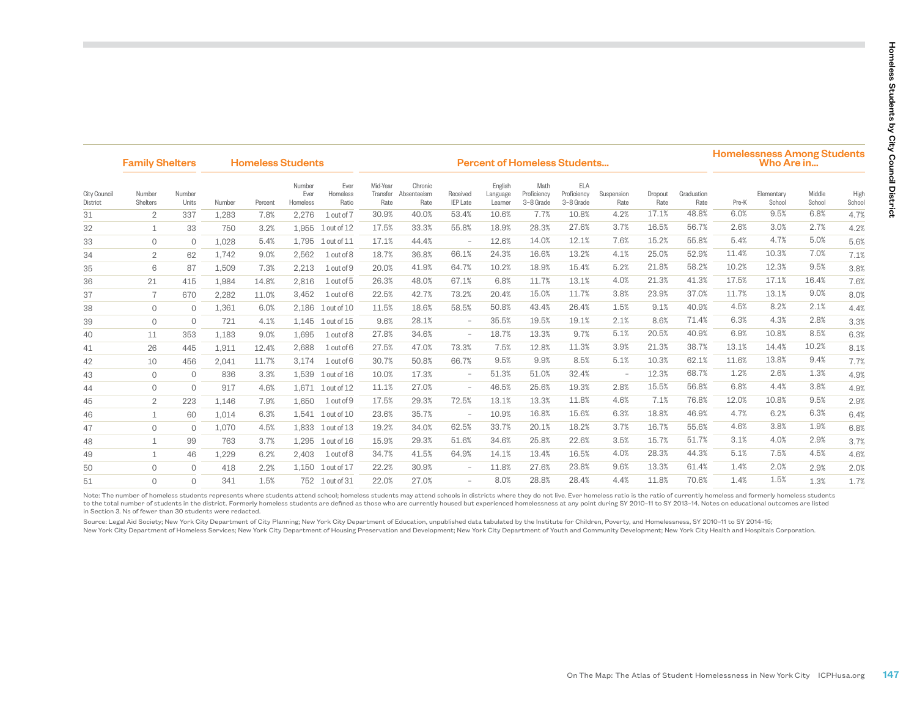| | Family Shelters | | Homeless Students | | | | Percent of Homeless Students... | | | | | | | | | | Homelessness Among Students Who Are in... | | | |
|---|---|---|---|---|---|---|---|---|---|---|---|---|---|---|---|---|---|---|---|---|
| City Council District | Number Shelters | Number Units | Number | Percent | Number Ever Homeless | Ever Homeless Ratio | Mid-Year Transfer Rate | Chronic Absenteeism Rate | Received IEP Late | English Language Learner | Math Proficiency 3–8 Grade | ELA Proficiency 3–8 Grade | Suspension Rate | Dropout Rate | Graduation Rate | Pre-K | Elementary School | Middle School | High School |
| 31 | 2 | 337 | 1,283 | 7.8% | 2,276 | 1 out of 7 | 30.9% | 40.0% | 53.4% | 10.6% | 7.7% | 10.8% | 4.2% | 17.1% | 48.8% | 6.0% | 9.5% | 6.8% | 4.7% |
| 32 | 1 | 33 | 750 | 3.2% | 1,955 | 1 out of 12 | 17.5% | 33.3% | 55.8% | 18.9% | 28.3% | 27.6% | 3.7% | 16.5% | 56.7% | 2.6% | 3.0% | 2.7% | 4.2% |
| 33 | 0 | 0 | 1,028 | 5.4% | 1,795 | 1 out of 11 | 17.1% | 44.4% | – | 12.6% | 14.0% | 12.1% | 7.6% | 15.2% | 55.8% | 5.4% | 4.7% | 5.0% | 5.6% |
| 34 | 2 | 62 | 1,742 | 9.0% | 2,562 | 1 out of 8 | 18.7% | 36.8% | 66.1% | 24.3% | 16.6% | 13.2% | 4.1% | 25.0% | 52.9% | 11.4% | 10.3% | 7.0% | 7.1% |
| 35 | 6 | 87 | 1,509 | 7.3% | 2,213 | 1 out of 9 | 20.0% | 41.9% | 64.7% | 10.2% | 18.9% | 15.4% | 5.2% | 21.8% | 58.2% | 10.2% | 12.3% | 9.5% | 3.8% |
| 36 | 21 | 415 | 1,984 | 14.8% | 2,816 | 1 out of 5 | 26.3% | 48.0% | 67.1% | 6.8% | 11.7% | 13.1% | 4.0% | 21.3% | 41.3% | 17.5% | 17.1% | 16.4% | 7.6% |
| 37 | 7 | 670 | 2,282 | 11.0% | 3,452 | 1 out of 6 | 22.5% | 42.7% | 73.2% | 20.4% | 15.0% | 11.7% | 3.8% | 23.9% | 37.0% | 11.7% | 13.1% | 9.0% | 8.0% |
| 38 | 0 | 0 | 1,361 | 6.0% | 2,186 | 1 out of 10 | 11.5% | 18.6% | 58.5% | 50.8% | 43.4% | 26.4% | 1.5% | 9.1% | 40.9% | 4.5% | 8.2% | 2.1% | 4.4% |
| 39 | 0 | 0 | 721 | 4.1% | 1,145 | 1 out of 15 | 9.6% | 28.1% | – | 35.5% | 19.5% | 19.1% | 2.1% | 8.6% | 71.4% | 6.3% | 4.3% | 2.8% | 3.3% |
| 40 | 11 | 353 | 1,183 | 9.0% | 1,695 | 1 out of 8 | 27.8% | 34.6% | – | 18.7% | 13.3% | 9.7% | 5.1% | 20.5% | 40.9% | 6.9% | 10.8% | 8.5% | 6.3% |
| 41 | 26 | 445 | 1,911 | 12.4% | 2,688 | 1 out of 6 | 27.5% | 47.0% | 73.3% | 7.5% | 12.8% | 11.3% | 3.9% | 21.3% | 38.7% | 13.1% | 14.4% | 10.2% | 8.1% |
| 42 | 10 | 456 | 2,041 | 11.7% | 3,174 | 1 out of 6 | 30.7% | 50.8% | 66.7% | 9.5% | 9.9% | 8.5% | 5.1% | 10.3% | 62.1% | 11.6% | 13.8% | 9.4% | 7.7% |
| 43 | 0 | 0 | 836 | 3.3% | 1,539 | 1 out of 16 | 10.0% | 17.3% | – | 51.3% | 51.0% | 32.4% | – | 12.3% | 68.7% | 1.2% | 2.6% | 1.3% | 4.9% |
| 44 | 0 | 0 | 917 | 4.6% | 1,671 | 1 out of 12 | 11.1% | 27.0% | – | 46.5% | 25.6% | 19.3% | 2.8% | 15.5% | 56.8% | 6.8% | 4.4% | 3.8% | 4.9% |
| 45 | 2 | 223 | 1,146 | 7.9% | 1,650 | 1 out of 9 | 17.5% | 29.3% | 72.5% | 13.1% | 13.3% | 11.8% | 4.6% | 7.1% | 76.8% | 12.0% | 10.8% | 9.5% | 2.9% |
| 46 | 1 | 60 | 1,014 | 6.3% | 1,541 | 1 out of 10 | 23.6% | 35.7% | – | 10.9% | 16.8% | 15.6% | 6.3% | 18.8% | 46.9% | 4.7% | 6.2% | 6.3% | 6.4% |
| 47 | 0 | 0 | 1,070 | 4.5% | 1,833 | 1 out of 13 | 19.2% | 34.0% | 62.5% | 33.7% | 20.1% | 18.2% | 3.7% | 16.7% | 55.6% | 4.6% | 3.8% | 1.9% | 6.8% |
| 48 | 1 | 99 | 763 | 3.7% | 1,295 | 1 out of 16 | 15.9% | 29.3% | 51.6% | 34.6% | 25.8% | 22.6% | 3.5% | 15.7% | 51.7% | 3.1% | 4.0% | 2.9% | 3.7% |
| 49 | 1 | 46 | 1,229 | 6.2% | 2,403 | 1 out of 8 | 34.7% | 41.5% | 64.9% | 14.1% | 13.4% | 16.5% | 4.0% | 28.3% | 44.3% | 5.1% | 7.5% | 4.5% | 4.6% |
| 50 | 0 | 0 | 418 | 2.2% | 1,150 | 1 out of 17 | 22.2% | 30.9% | – | 11.8% | 27.6% | 23.8% | 9.6% | 13.3% | 61.4% | 1.4% | 2.0% | 2.9% | 2.0% |
| 51 | 0 | 0 | 341 | 1.5% | 752 | 1 out of 31 | 22.0% | 27.0% | – | 8.0% | 28.8% | 28.4% | 4.4% | 11.8% | 70.6% | 1.4% | 1.5% | 1.3% | 1.7% |

Note: The number of homeless students represents where students attend school; homeless students may attend schools in districts where they do not live. Ever homeless ratio is the ratio of currently homeless and formerly homeless students to the total number of students in the district. Formerly homeless students are defined as those who are currently housed but experienced homelessness at any point during SY 2010–11 to SY 2013–14. Notes on educational outcomes are listed in Section 3. Ns of fewer than 30 students were redacted.

Source: Legal Aid Society; New York City Department of City Planning; New York City Department of Education, unpublished data tabulated by the Institute for Children, Poverty, and Homelessness, SY 2010–11 to SY 2014–15; New York City Department of Homeless Services; New York City Department of Housing Preservation and Development; New York City Department of Youth and Community Development; New York City Health and Hospitals Corporation.